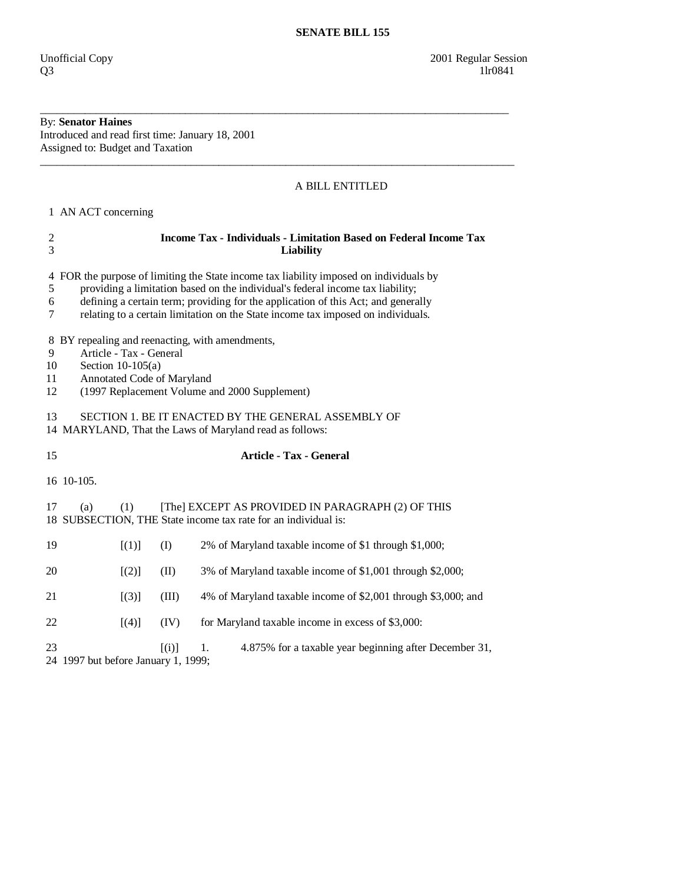# SENATE BILL 155

Unofficial Copy
Q3

2001 Regular Session
1lr0841

---

By: **Senator Haines**
Introduced and read first time: January 18, 2001
Assigned to: Budget and Taxation

---

A BILL ENTITLED

1 AN ACT concerning

2 **Income Tax - Individuals - Limitation Based on Federal Income Tax**
3 **Liability**

4 FOR the purpose of limiting the State income tax liability imposed on individuals by
5 providing a limitation based on the individual's federal income tax liability;
6 defining a certain term; providing for the application of this Act; and generally
7 relating to a certain limitation on the State income tax imposed on individuals.

8 BY repealing and reenacting, with amendments,
9 Article - Tax - General
10 Section 10-105(a)
11 Annotated Code of Maryland
12 (1997 Replacement Volume and 2000 Supplement)

13 SECTION 1. BE IT ENACTED BY THE GENERAL ASSEMBLY OF
14 MARYLAND, That the Laws of Maryland read as follows:

15 **Article - Tax - General**

16 10-105.

17 (a) (1) [The] EXCEPT AS PROVIDED IN PARAGRAPH (2) OF THIS
18 SUBSECTION, THE State income tax rate for an individual is:

19 [(1)] (I) 2% of Maryland taxable income of $1 through $1,000;

20 [(2)] (II) 3% of Maryland taxable income of $1,001 through $2,000;

21 [(3)] (III) 4% of Maryland taxable income of $2,001 through $3,000; and

22 [(4)] (IV) for Maryland taxable income in excess of $3,000:

23 [(i)] 1. 4.875% for a taxable year beginning after December 31,
24 1997 but before January 1, 1999;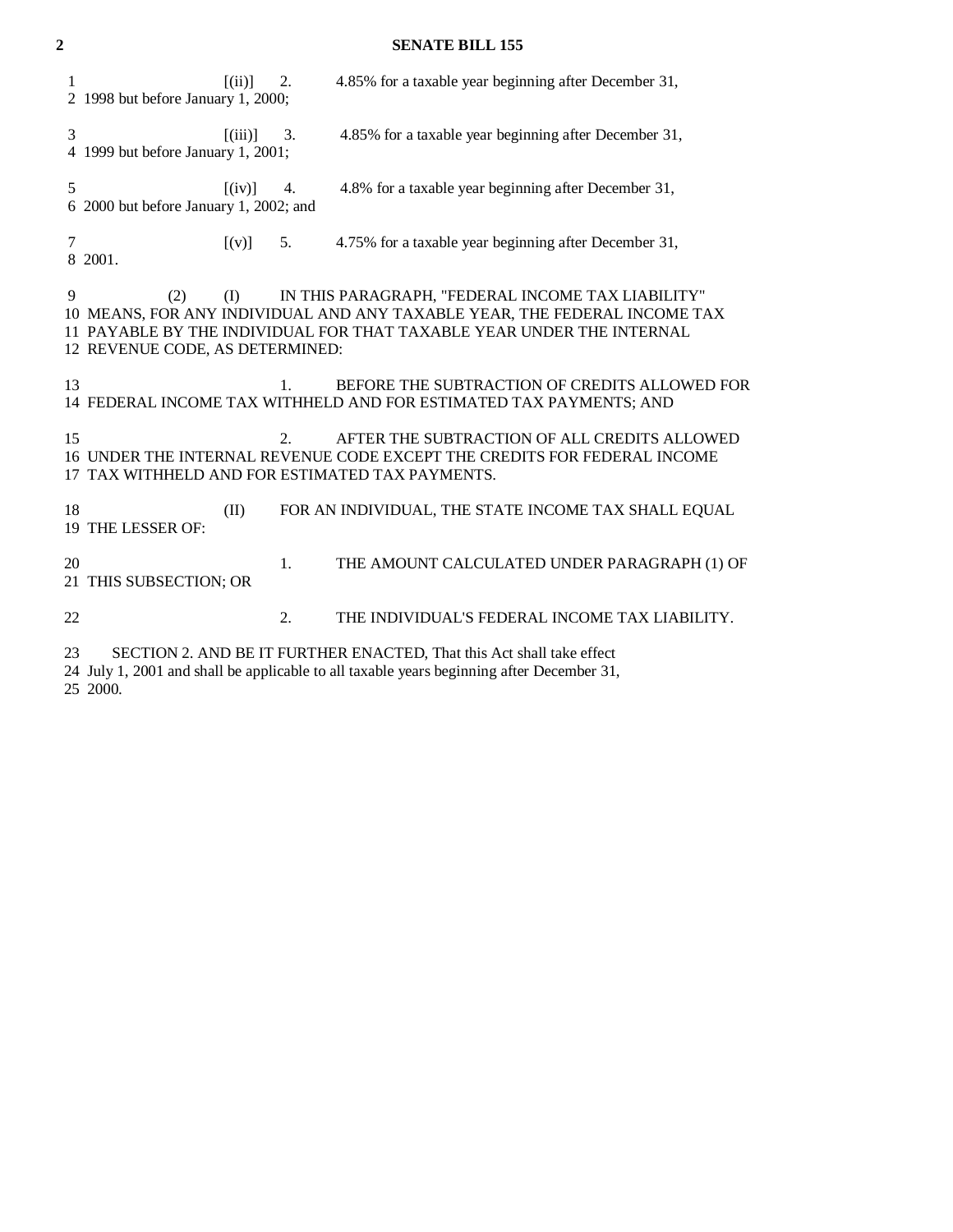1 [(ii)] 2. 4.85% for a taxable year beginning after December 31,
2 1998 but before January 1, 2000;

3 [(iii)] 3. 4.85% for a taxable year beginning after December 31,
4 1999 but before January 1, 2001;

5 [(iv)] 4. 4.8% for a taxable year beginning after December 31,
6 2000 but before January 1, 2002; and

7 [(v)] 5. 4.75% for a taxable year beginning after December 31,
8 2001.

9 (2) (I) IN THIS PARAGRAPH, "FEDERAL INCOME TAX LIABILITY"
10 MEANS, FOR ANY INDIVIDUAL AND ANY TAXABLE YEAR, THE FEDERAL INCOME TAX
11 PAYABLE BY THE INDIVIDUAL FOR THAT TAXABLE YEAR UNDER THE INTERNAL
12 REVENUE CODE, AS DETERMINED:

13 1. BEFORE THE SUBTRACTION OF CREDITS ALLOWED FOR
14 FEDERAL INCOME TAX WITHHELD AND FOR ESTIMATED TAX PAYMENTS; AND

15 2. AFTER THE SUBTRACTION OF ALL CREDITS ALLOWED
16 UNDER THE INTERNAL REVENUE CODE EXCEPT THE CREDITS FOR FEDERAL INCOME
17 TAX WITHHELD AND FOR ESTIMATED TAX PAYMENTS.

18 (II) FOR AN INDIVIDUAL, THE STATE INCOME TAX SHALL EQUAL
19 THE LESSER OF:

20 1. THE AMOUNT CALCULATED UNDER PARAGRAPH (1) OF
21 THIS SUBSECTION; OR

22 2. THE INDIVIDUAL'S FEDERAL INCOME TAX LIABILITY.

23 SECTION 2. AND BE IT FURTHER ENACTED, That this Act shall take effect
24 July 1, 2001 and shall be applicable to all taxable years beginning after December 31,
25 2000.